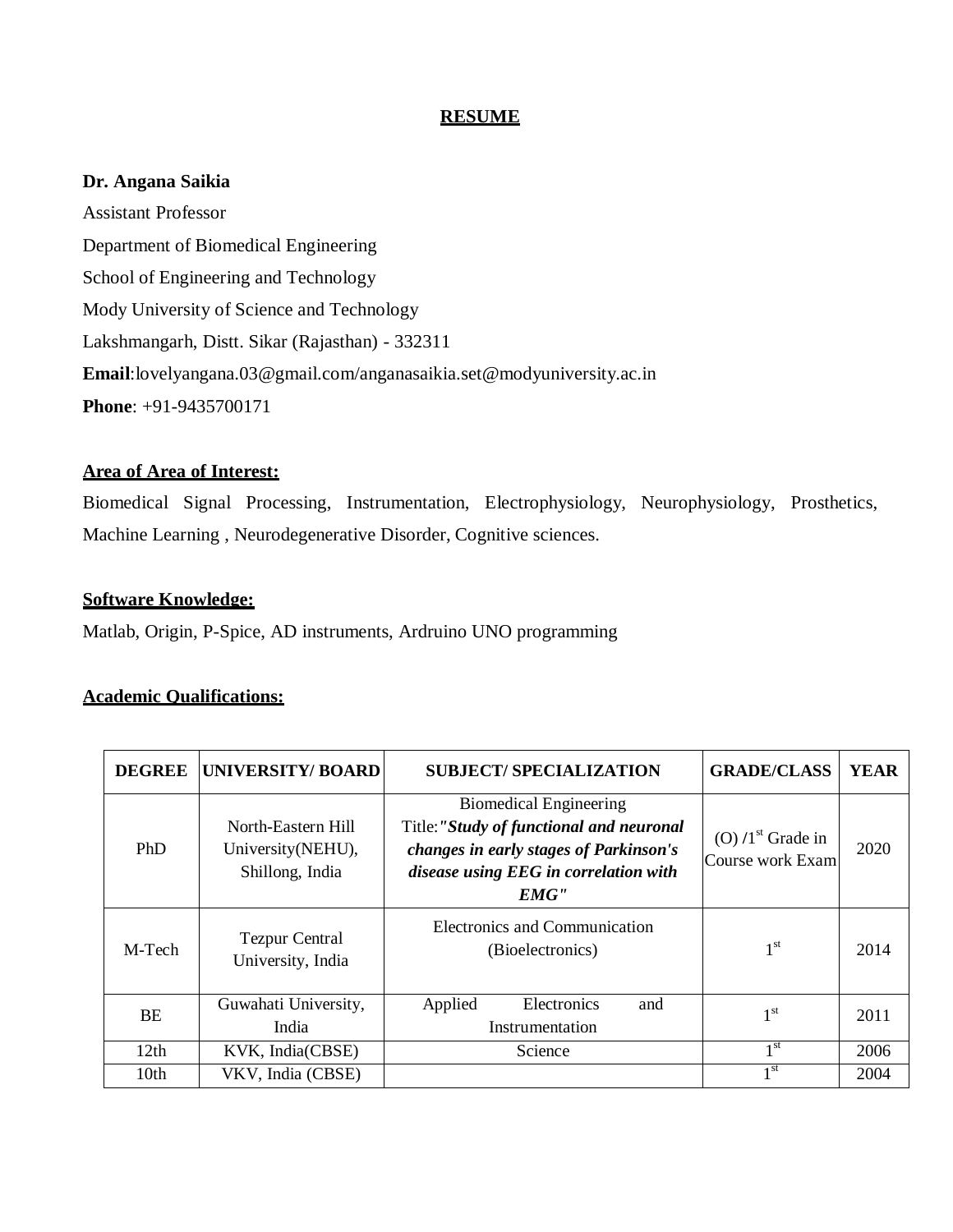# RESUME

**Dr. Angana Saikia**

Assistant Professor

Department of Biomedical Engineering

School of Engineering and Technology

Mody University of Science and Technology

Lakshmangarh, Distt. Sikar (Rajasthan) - 332311

**Email**:lovelyangana.03@gmail.com/anganasaikia.set@modyuniversity.ac.in

**Phone**: +91-9435700171

## Area of Area of Interest:

Biomedical Signal Processing, Instrumentation, Electrophysiology, Neurophysiology, Prosthetics, Machine Learning , Neurodegenerative Disorder, Cognitive sciences.

## Software Knowledge:

Matlab, Origin, P-Spice, AD instruments, Ardruino UNO programming

## Academic Qualifications:

| DEGREE | UNIVERSITY/ BOARD | SUBJECT/ SPECIALIZATION | GRADE/CLASS | YEAR |
|---|---|---|---|---|
| PhD | North-Eastern Hill University(NEHU), Shillong, India | Biomedical Engineering Title:***"Study of functional and neuronal changes in early stages of Parkinson's disease using EEG in correlation with EMG"*** | (O) /1st Grade in Course work Exam | 2020 |
| M-Tech | Tezpur Central University, India | Electronics and Communication (Bioelectronics) | 1st | 2014 |
| BE | Guwahati University, India | Applied Electronics and Instrumentation | 1st | 2011 |
| 12th | KVK, India(CBSE) | Science | 1st | 2006 |
| 10th | VKV, India (CBSE) | | 1st | 2004 |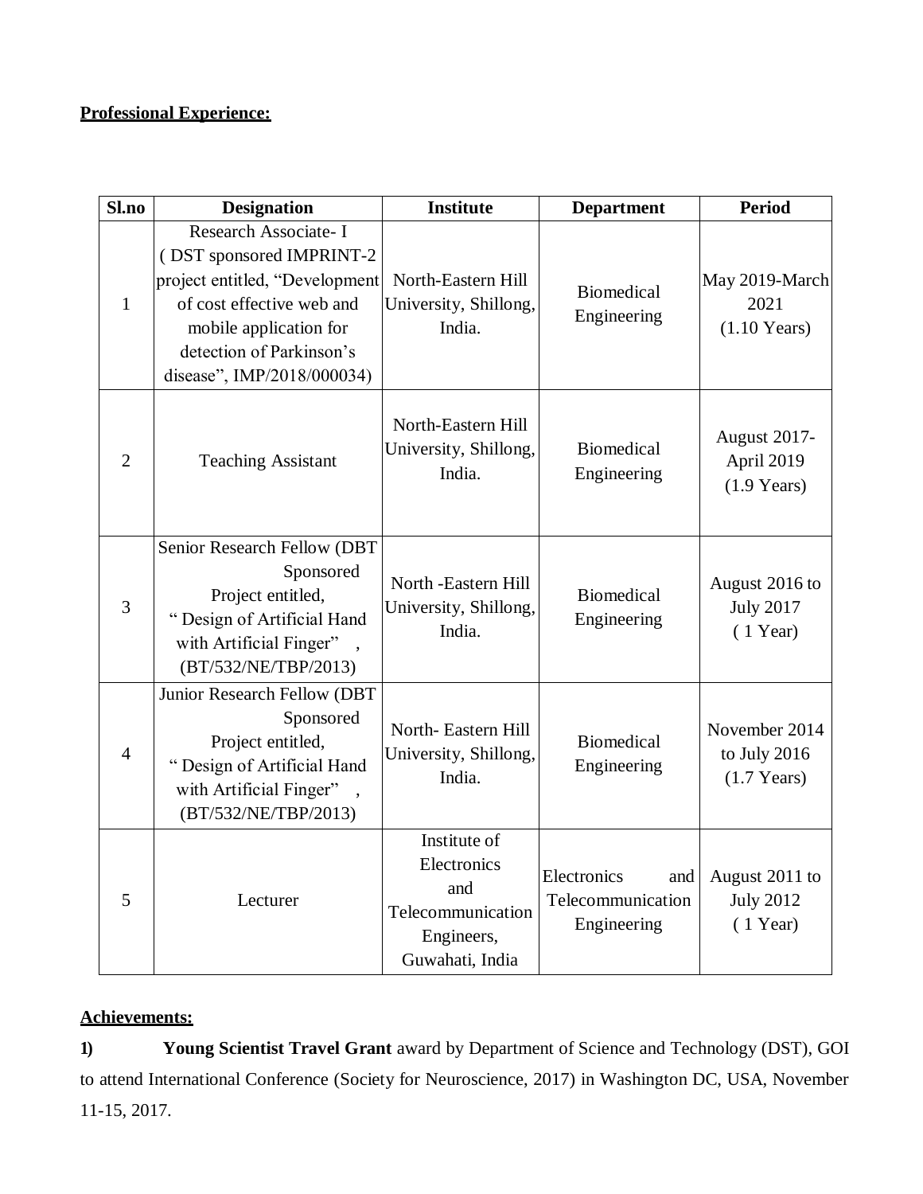**Professional Experience:**

| Sl.no | Designation | Institute | Department | Period |
|---|---|---|---|---|
| 1 | Research Associate- I ( DST sponsored IMPRINT-2 project entitled, "Development of cost effective web and mobile application for detection of Parkinson's disease", IMP/2018/000034) | North-Eastern Hill University, Shillong, India. | Biomedical Engineering | May 2019-March 2021 (1.10 Years) |
| 2 | Teaching Assistant | North-Eastern Hill University, Shillong, India. | Biomedical Engineering | August 2017- April 2019 (1.9 Years) |
| 3 | Senior Research Fellow (DBT Sponsored Project entitled, " Design of Artificial Hand with Artificial Finger" , (BT/532/NE/TBP/2013) | North -Eastern Hill University, Shillong, India. | Biomedical Engineering | August 2016 to July 2017 ( 1 Year) |
| 4 | Junior Research Fellow (DBT Sponsored Project entitled, " Design of Artificial Hand with Artificial Finger" , (BT/532/NE/TBP/2013) | North- Eastern Hill University, Shillong, India. | Biomedical Engineering | November 2014 to July 2016 (1.7 Years) |
| 5 | Lecturer | Institute of Electronics and Telecommunication Engineers, Guwahati, India | Electronics and Telecommunication Engineering | August 2011 to July 2012 ( 1 Year) |

**Achievements:**

**1)** **Young Scientist Travel Grant** award by Department of Science and Technology (DST), GOI to attend International Conference (Society for Neuroscience, 2017) in Washington DC, USA, November 11-15, 2017.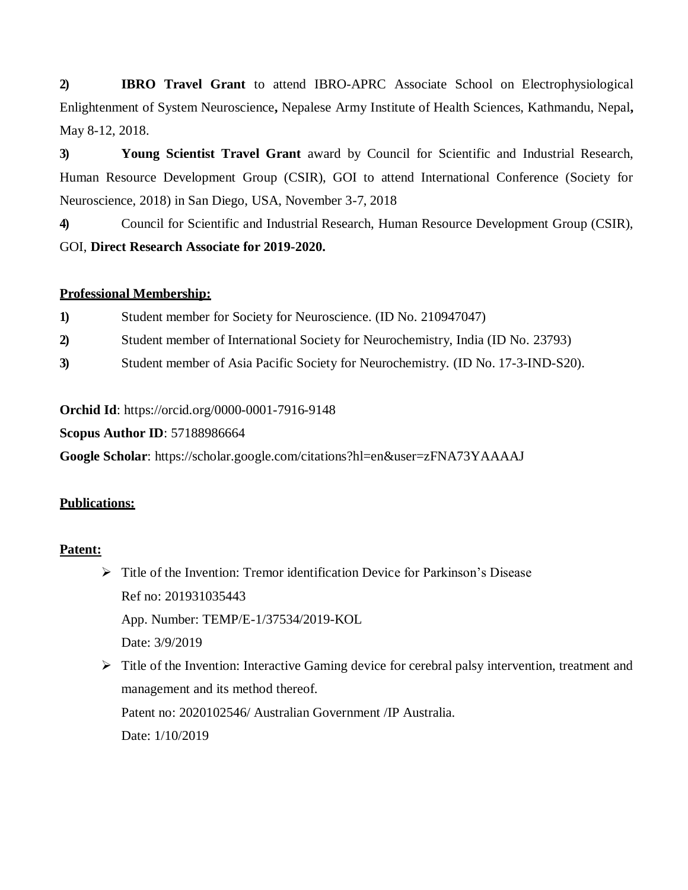**2)** **IBRO Travel Grant** to attend IBRO-APRC Associate School on Electrophysiological Enlightenment of System Neuroscience**,** Nepalese Army Institute of Health Sciences, Kathmandu, Nepal**,** May 8-12, 2018.

**3)** **Young Scientist Travel Grant** award by Council for Scientific and Industrial Research, Human Resource Development Group (CSIR), GOI to attend International Conference (Society for Neuroscience, 2018) in San Diego, USA, November 3-7, 2018

**4)** Council for Scientific and Industrial Research, Human Resource Development Group (CSIR), GOI, **Direct Research Associate for 2019-2020.**

**<u>Professional Membership:</u>**

**1)** Student member for Society for Neuroscience. (ID No. 210947047)

**2)** Student member of International Society for Neurochemistry, India (ID No. 23793)

**3)** Student member of Asia Pacific Society for Neurochemistry. (ID No. 17-3-IND-S20).

**Orchid Id**: https://orcid.org/0000-0001-7916-9148

**Scopus Author ID**: 57188986664

**Google Scholar**: https://scholar.google.com/citations?hl=en&user=zFNA73YAAAAJ

**<u>Publications:</u>**

**<u>Patent:</u>**

- Title of the Invention: Tremor identification Device for Parkinson's Disease
  Ref no: 201931035443
  App. Number: TEMP/E-1/37534/2019-KOL
  Date: 3/9/2019
- Title of the Invention: Interactive Gaming device for cerebral palsy intervention, treatment and management and its method thereof.
  Patent no: 2020102546/ Australian Government /IP Australia.
  Date: 1/10/2019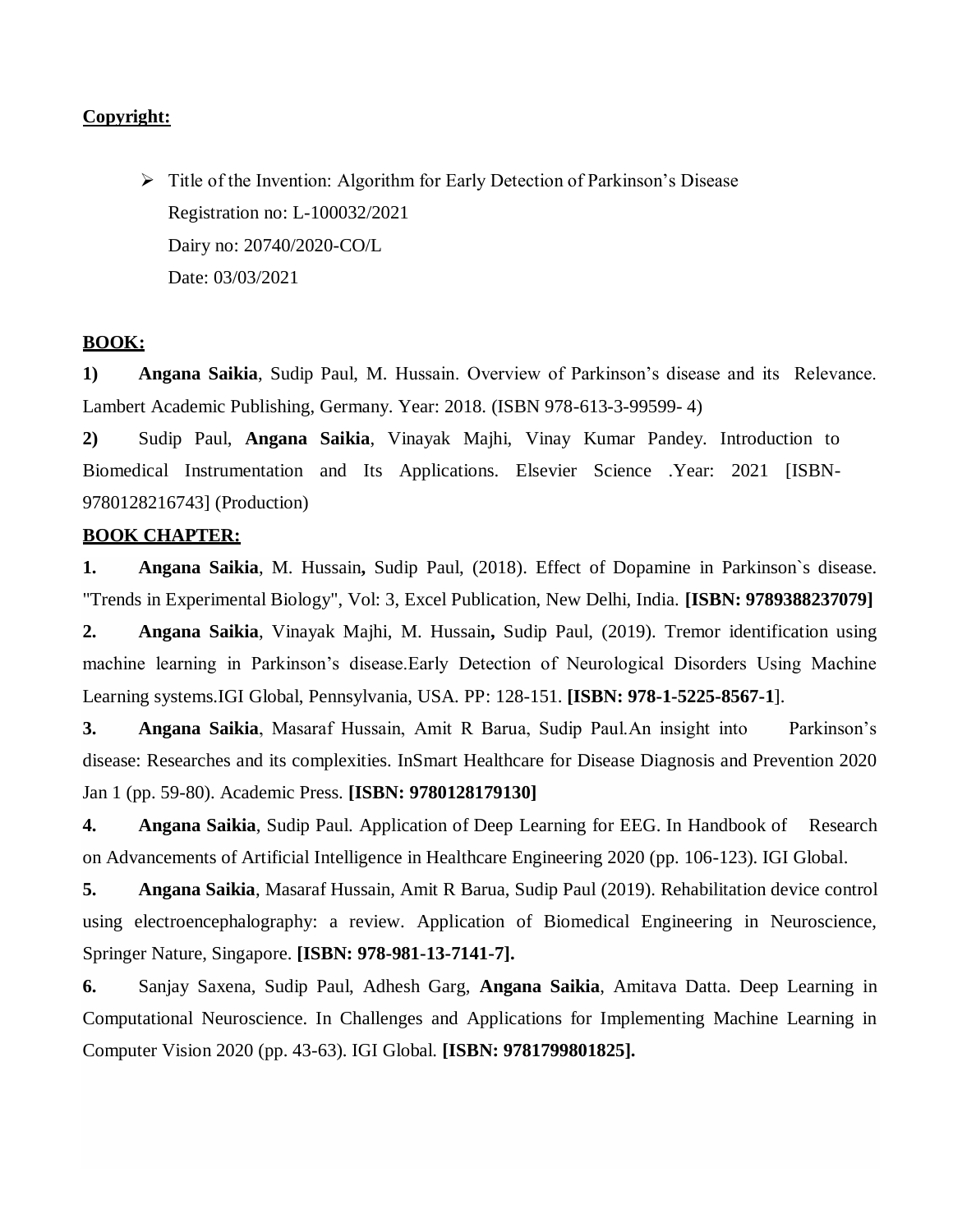**Copyright:**

- Title of the Invention: Algorithm for Early Detection of Parkinson's Disease
  Registration no: L-100032/2021
  Dairy no: 20740/2020-CO/L
  Date: 03/03/2021

**BOOK:**

**1)** **Angana Saikia**, Sudip Paul, M. Hussain. Overview of Parkinson's disease and its Relevance. Lambert Academic Publishing, Germany. Year: 2018. (ISBN 978-613-3-99599- 4)

**2)** Sudip Paul, **Angana Saikia**, Vinayak Majhi, Vinay Kumar Pandey. Introduction to Biomedical Instrumentation and Its Applications. Elsevier Science .Year: 2021 [ISBN-9780128216743] (Production)

**BOOK CHAPTER:**

**1.** **Angana Saikia**, M. Hussain**,** Sudip Paul, (2018). Effect of Dopamine in Parkinson`s disease. "Trends in Experimental Biology", Vol: 3, Excel Publication, New Delhi, India. **[ISBN: 9789388237079]**

**2.** **Angana Saikia**, Vinayak Majhi, M. Hussain**,** Sudip Paul, (2019). Tremor identification using machine learning in Parkinson's disease.Early Detection of Neurological Disorders Using Machine Learning systems.IGI Global, Pennsylvania, USA. PP: 128-151. **[ISBN: 978-1-5225-8567-1**].

**3.** **Angana Saikia**, Masaraf Hussain, Amit R Barua, Sudip Paul.An insight into Parkinson's disease: Researches and its complexities. InSmart Healthcare for Disease Diagnosis and Prevention 2020 Jan 1 (pp. 59-80). Academic Press. **[ISBN: 9780128179130]**

**4.** **Angana Saikia**, Sudip Paul. Application of Deep Learning for EEG. In Handbook of Research on Advancements of Artificial Intelligence in Healthcare Engineering 2020 (pp. 106-123). IGI Global.

**5.** **Angana Saikia**, Masaraf Hussain, Amit R Barua, Sudip Paul (2019). Rehabilitation device control using electroencephalography: a review. Application of Biomedical Engineering in Neuroscience, Springer Nature, Singapore. **[ISBN: 978-981-13-7141-7].**

**6.** Sanjay Saxena, Sudip Paul, Adhesh Garg, **Angana Saikia**, Amitava Datta. Deep Learning in Computational Neuroscience. In Challenges and Applications for Implementing Machine Learning in Computer Vision 2020 (pp. 43-63). IGI Global. **[ISBN: 9781799801825].**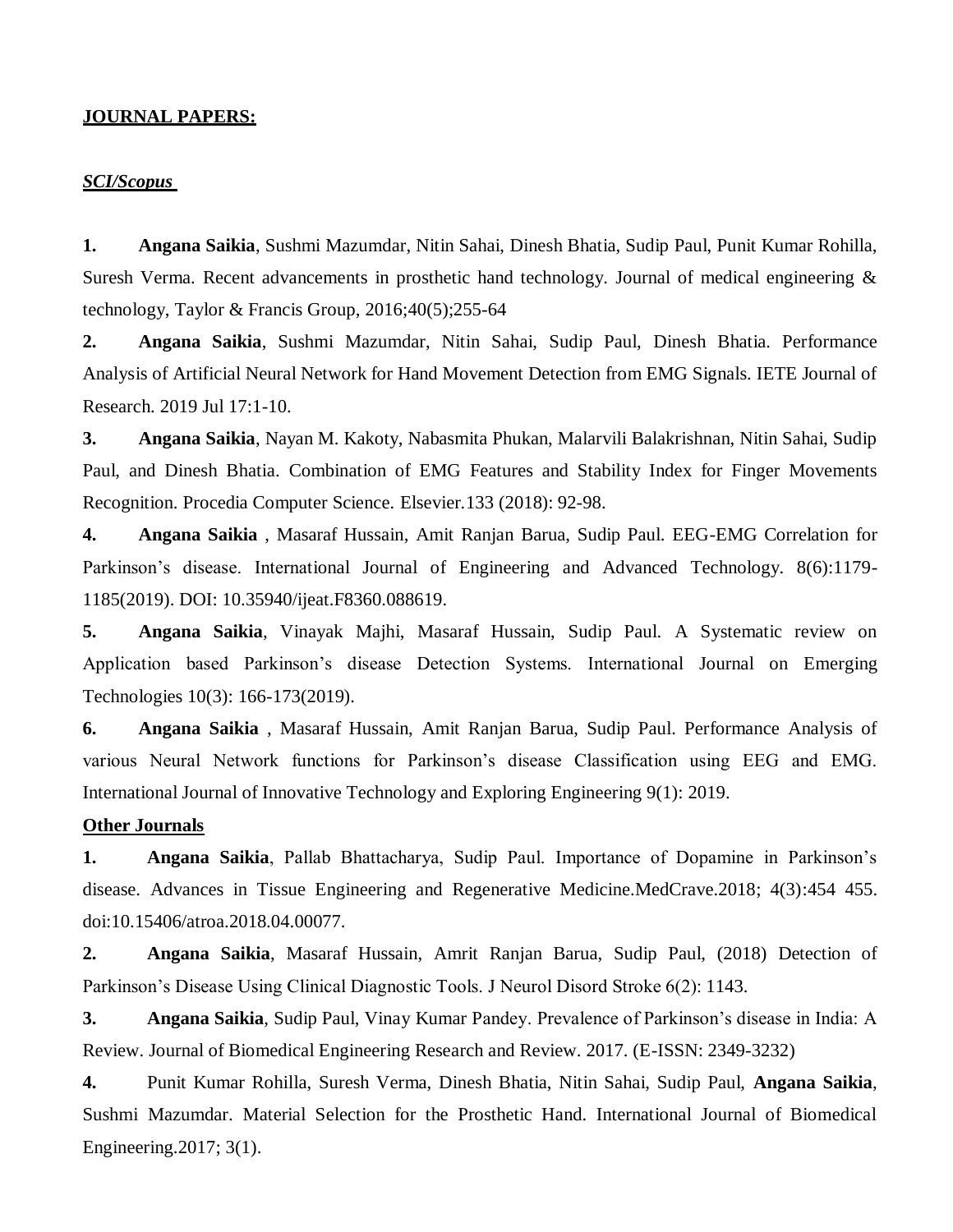**JOURNAL PAPERS:**

***SCI/Scopus***

**1.** **Angana Saikia**, Sushmi Mazumdar, Nitin Sahai, Dinesh Bhatia, Sudip Paul, Punit Kumar Rohilla, Suresh Verma. Recent advancements in prosthetic hand technology. Journal of medical engineering & technology, Taylor & Francis Group, 2016;40(5);255-64

**2.** **Angana Saikia**, Sushmi Mazumdar, Nitin Sahai, Sudip Paul, Dinesh Bhatia. Performance Analysis of Artificial Neural Network for Hand Movement Detection from EMG Signals. IETE Journal of Research. 2019 Jul 17:1-10.

**3.** **Angana Saikia**, Nayan M. Kakoty, Nabasmita Phukan, Malarvili Balakrishnan, Nitin Sahai, Sudip Paul, and Dinesh Bhatia. Combination of EMG Features and Stability Index for Finger Movements Recognition. Procedia Computer Science. Elsevier.133 (2018): 92-98.

**4.** **Angana Saikia** , Masaraf Hussain, Amit Ranjan Barua, Sudip Paul. EEG-EMG Correlation for Parkinson's disease. International Journal of Engineering and Advanced Technology. 8(6):1179-1185(2019). DOI: 10.35940/ijeat.F8360.088619.

**5.** **Angana Saikia**, Vinayak Majhi, Masaraf Hussain, Sudip Paul. A Systematic review on Application based Parkinson's disease Detection Systems. International Journal on Emerging Technologies 10(3): 166-173(2019).

**6.** **Angana Saikia** , Masaraf Hussain, Amit Ranjan Barua, Sudip Paul. Performance Analysis of various Neural Network functions for Parkinson's disease Classification using EEG and EMG. International Journal of Innovative Technology and Exploring Engineering 9(1): 2019.

**Other Journals**

**1.** **Angana Saikia**, Pallab Bhattacharya, Sudip Paul. Importance of Dopamine in Parkinson's disease. Advances in Tissue Engineering and Regenerative Medicine.MedCrave.2018; 4(3):454 455. doi:10.15406/atroa.2018.04.00077.

**2.** **Angana Saikia**, Masaraf Hussain, Amrit Ranjan Barua, Sudip Paul, (2018) Detection of Parkinson's Disease Using Clinical Diagnostic Tools. J Neurol Disord Stroke 6(2): 1143.

**3.** **Angana Saikia**, Sudip Paul, Vinay Kumar Pandey. Prevalence of Parkinson's disease in India: A Review. Journal of Biomedical Engineering Research and Review. 2017. (E-ISSN: 2349-3232)

**4.** Punit Kumar Rohilla, Suresh Verma, Dinesh Bhatia, Nitin Sahai, Sudip Paul, **Angana Saikia**, Sushmi Mazumdar. Material Selection for the Prosthetic Hand. International Journal of Biomedical Engineering.2017; 3(1).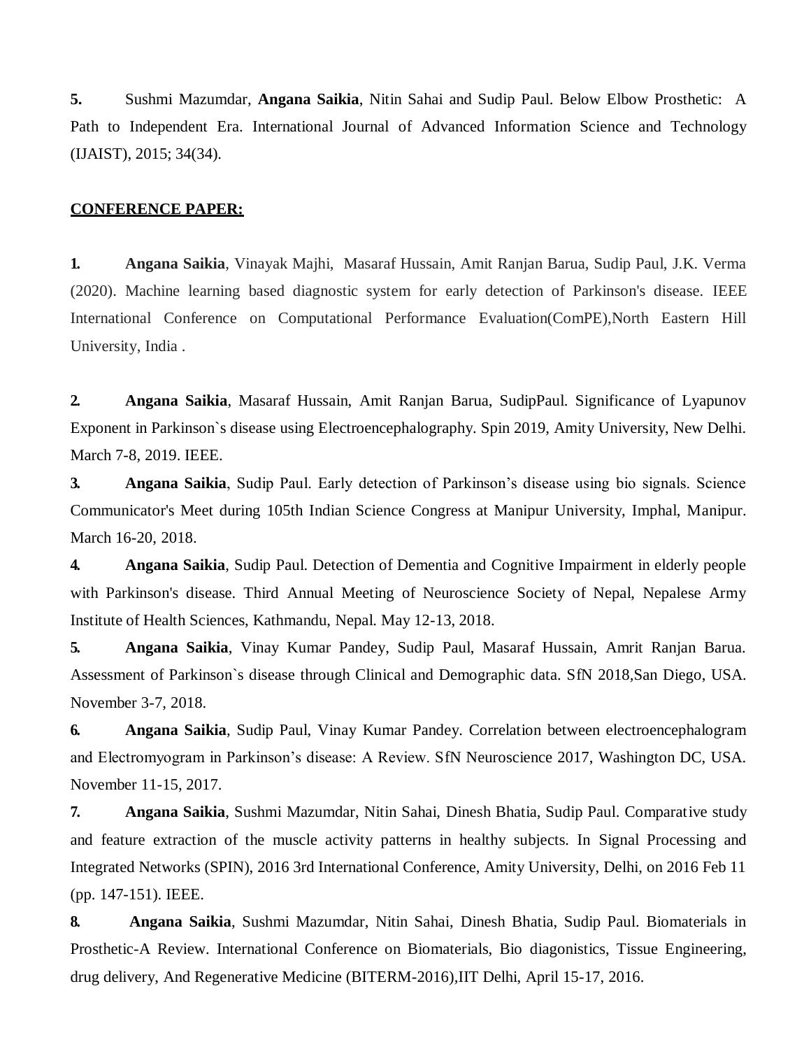5. Sushmi Mazumdar, **Angana Saikia**, Nitin Sahai and Sudip Paul. Below Elbow Prosthetic: A Path to Independent Era. International Journal of Advanced Information Science and Technology (IJAIST), 2015; 34(34).

**CONFERENCE PAPER:**

1. **Angana Saikia**, Vinayak Majhi, Masaraf Hussain, Amit Ranjan Barua, Sudip Paul, J.K. Verma (2020). Machine learning based diagnostic system for early detection of Parkinson's disease. IEEE International Conference on Computational Performance Evaluation(ComPE),North Eastern Hill University, India .

2. **Angana Saikia**, Masaraf Hussain, Amit Ranjan Barua, SudipPaul. Significance of Lyapunov Exponent in Parkinson`s disease using Electroencephalography. Spin 2019, Amity University, New Delhi. March 7-8, 2019. IEEE.

3. **Angana Saikia**, Sudip Paul. Early detection of Parkinson's disease using bio signals. Science Communicator's Meet during 105th Indian Science Congress at Manipur University, Imphal, Manipur. March 16-20, 2018.

4. **Angana Saikia**, Sudip Paul. Detection of Dementia and Cognitive Impairment in elderly people with Parkinson's disease. Third Annual Meeting of Neuroscience Society of Nepal, Nepalese Army Institute of Health Sciences, Kathmandu, Nepal. May 12-13, 2018.

5. **Angana Saikia**, Vinay Kumar Pandey, Sudip Paul, Masaraf Hussain, Amrit Ranjan Barua. Assessment of Parkinson`s disease through Clinical and Demographic data. SfN 2018,San Diego, USA. November 3-7, 2018.

6. **Angana Saikia**, Sudip Paul, Vinay Kumar Pandey. Correlation between electroencephalogram and Electromyogram in Parkinson's disease: A Review. SfN Neuroscience 2017, Washington DC, USA. November 11-15, 2017.

7. **Angana Saikia**, Sushmi Mazumdar, Nitin Sahai, Dinesh Bhatia, Sudip Paul. Comparative study and feature extraction of the muscle activity patterns in healthy subjects. In Signal Processing and Integrated Networks (SPIN), 2016 3rd International Conference, Amity University, Delhi, on 2016 Feb 11 (pp. 147-151). IEEE.

8. **Angana Saikia**, Sushmi Mazumdar, Nitin Sahai, Dinesh Bhatia, Sudip Paul. Biomaterials in Prosthetic-A Review. International Conference on Biomaterials, Bio diagonistics, Tissue Engineering, drug delivery, And Regenerative Medicine (BITERM-2016),IIT Delhi, April 15-17, 2016.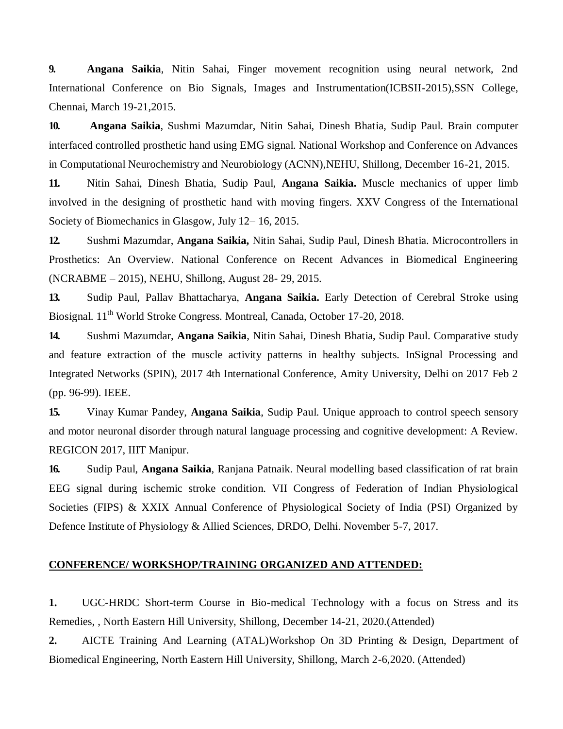**9.** **Angana Saikia**, Nitin Sahai, Finger movement recognition using neural network, 2nd International Conference on Bio Signals, Images and Instrumentation(ICBSII-2015),SSN College, Chennai, March 19-21,2015.

**10.** **Angana Saikia**, Sushmi Mazumdar, Nitin Sahai, Dinesh Bhatia, Sudip Paul. Brain computer interfaced controlled prosthetic hand using EMG signal. National Workshop and Conference on Advances in Computational Neurochemistry and Neurobiology (ACNN),NEHU, Shillong, December 16-21, 2015.

**11.** Nitin Sahai, Dinesh Bhatia, Sudip Paul, **Angana Saikia.** Muscle mechanics of upper limb involved in the designing of prosthetic hand with moving fingers. XXV Congress of the International Society of Biomechanics in Glasgow, July 12– 16, 2015.

**12.** Sushmi Mazumdar, **Angana Saikia,** Nitin Sahai, Sudip Paul, Dinesh Bhatia. Microcontrollers in Prosthetics: An Overview. National Conference on Recent Advances in Biomedical Engineering (NCRABME – 2015), NEHU, Shillong, August 28- 29, 2015.

**13.** Sudip Paul, Pallav Bhattacharya, **Angana Saikia.** Early Detection of Cerebral Stroke using Biosignal. 11th World Stroke Congress. Montreal, Canada, October 17-20, 2018.

**14.** Sushmi Mazumdar, **Angana Saikia**, Nitin Sahai, Dinesh Bhatia, Sudip Paul. Comparative study and feature extraction of the muscle activity patterns in healthy subjects. InSignal Processing and Integrated Networks (SPIN), 2017 4th International Conference, Amity University, Delhi on 2017 Feb 2 (pp. 96-99). IEEE.

**15.** Vinay Kumar Pandey, **Angana Saikia**, Sudip Paul. Unique approach to control speech sensory and motor neuronal disorder through natural language processing and cognitive development: A Review. REGICON 2017, IIIT Manipur.

**16.** Sudip Paul, **Angana Saikia**, Ranjana Patnaik. Neural modelling based classification of rat brain EEG signal during ischemic stroke condition. VII Congress of Federation of Indian Physiological Societies (FIPS) & XXIX Annual Conference of Physiological Society of India (PSI) Organized by Defence Institute of Physiology & Allied Sciences, DRDO, Delhi. November 5-7, 2017.

## CONFERENCE/ WORKSHOP/TRAINING ORGANIZED AND ATTENDED:

**1.** UGC-HRDC Short-term Course in Bio-medical Technology with a focus on Stress and its Remedies, , North Eastern Hill University, Shillong, December 14-21, 2020.(Attended)

**2.** AICTE Training And Learning (ATAL)Workshop On 3D Printing & Design, Department of Biomedical Engineering, North Eastern Hill University, Shillong, March 2-6,2020. (Attended)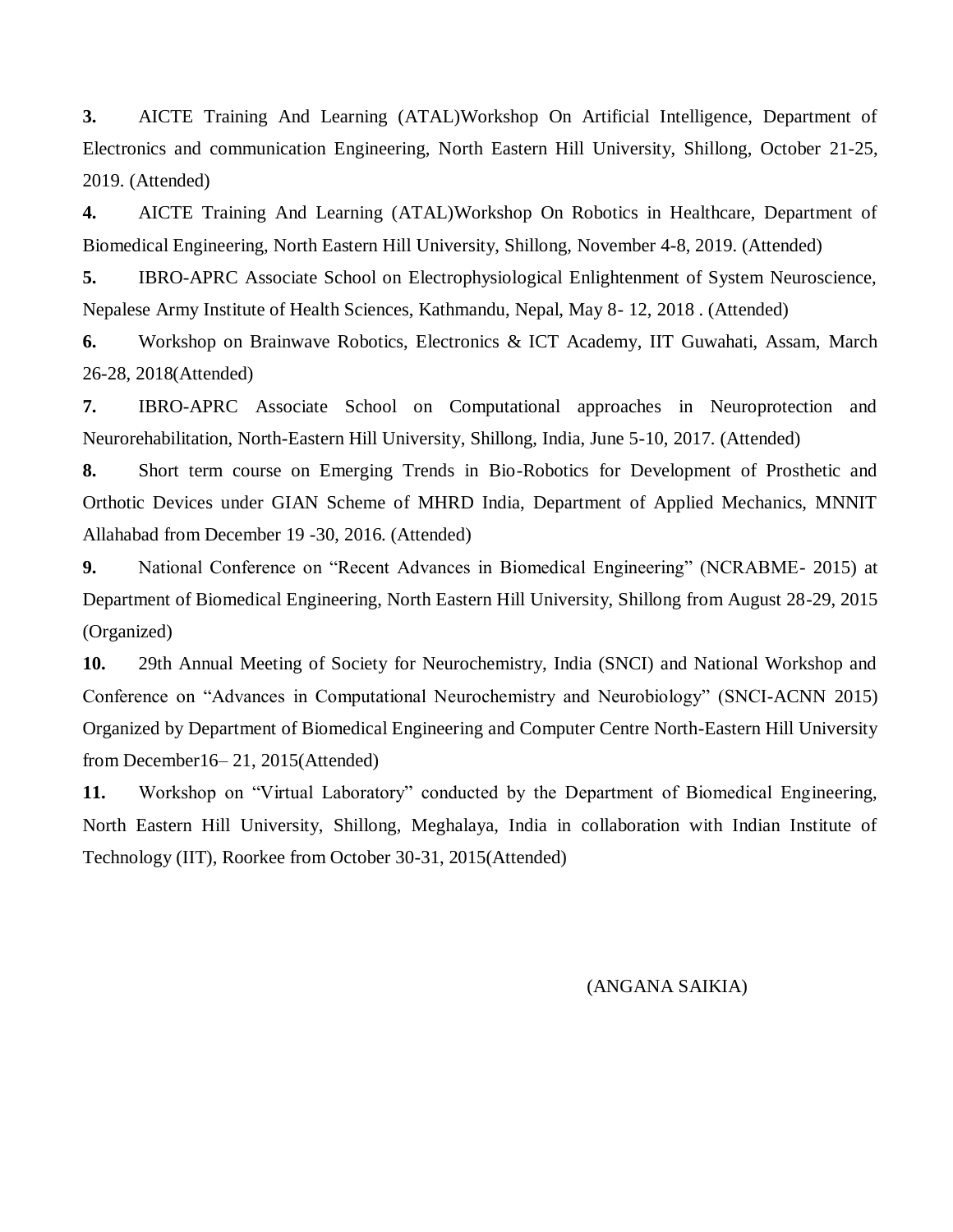**3.** AICTE Training And Learning (ATAL)Workshop On Artificial Intelligence, Department of Electronics and communication Engineering, North Eastern Hill University, Shillong, October 21-25, 2019. (Attended)

**4.** AICTE Training And Learning (ATAL)Workshop On Robotics in Healthcare, Department of Biomedical Engineering, North Eastern Hill University, Shillong, November 4-8, 2019. (Attended)

**5.** IBRO-APRC Associate School on Electrophysiological Enlightenment of System Neuroscience, Nepalese Army Institute of Health Sciences, Kathmandu, Nepal, May 8- 12, 2018 . (Attended)

**6.** Workshop on Brainwave Robotics, Electronics & ICT Academy, IIT Guwahati, Assam, March 26-28, 2018(Attended)

**7.** IBRO-APRC Associate School on Computational approaches in Neuroprotection and Neurorehabilitation, North-Eastern Hill University, Shillong, India, June 5-10, 2017. (Attended)

**8.** Short term course on Emerging Trends in Bio-Robotics for Development of Prosthetic and Orthotic Devices under GIAN Scheme of MHRD India, Department of Applied Mechanics, MNNIT Allahabad from December 19 -30, 2016. (Attended)

**9.** National Conference on "Recent Advances in Biomedical Engineering" (NCRABME- 2015) at Department of Biomedical Engineering, North Eastern Hill University, Shillong from August 28-29, 2015 (Organized)

**10.** 29th Annual Meeting of Society for Neurochemistry, India (SNCI) and National Workshop and Conference on "Advances in Computational Neurochemistry and Neurobiology" (SNCI-ACNN 2015) Organized by Department of Biomedical Engineering and Computer Centre North-Eastern Hill University from December16– 21, 2015(Attended)

**11.** Workshop on "Virtual Laboratory" conducted by the Department of Biomedical Engineering, North Eastern Hill University, Shillong, Meghalaya, India in collaboration with Indian Institute of Technology (IIT), Roorkee from October 30-31, 2015(Attended)

(ANGANA SAIKIA)